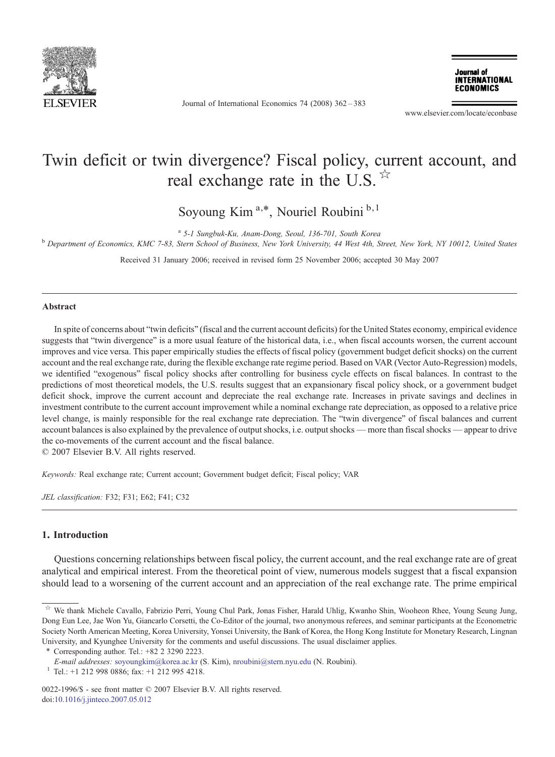# Twin deficit or twin divergence? Fiscal policy, current account, and real exchange rate in the U.S. ☆

Soyoung Kim [a,*], Nouriel Roubini [b,1]

[a] *5-1 Sungbuk-Ku, Anam-Dong, Seoul, 136-701, South Korea*

[b] *Department of Economics, KMC 7-83, Stern School of Business, New York University, 44 West 4th, Street, New York, NY 10012, United States*

Received 31 January 2006; received in revised form 25 November 2006; accepted 30 May 2007

---

### Abstract

In spite of concerns about "twin deficits" (fiscal and the current account deficits) for the United States economy, empirical evidence suggests that "twin divergence" is a more usual feature of the historical data, i.e., when fiscal accounts worsen, the current account improves and vice versa. This paper empirically studies the effects of fiscal policy (government budget deficit shocks) on the current account and the real exchange rate, during the flexible exchange rate regime period. Based on VAR (Vector Auto-Regression) models, we identified "exogenous" fiscal policy shocks after controlling for business cycle effects on fiscal balances. In contrast to the predictions of most theoretical models, the U.S. results suggest that an expansionary fiscal policy shock, or a government budget deficit shock, improve the current account and depreciate the real exchange rate. Increases in private savings and declines in investment contribute to the current account improvement while a nominal exchange rate depreciation, as opposed to a relative price level change, is mainly responsible for the real exchange rate depreciation. The "twin divergence" of fiscal balances and current account balances is also explained by the prevalence of output shocks, i.e. output shocks — more than fiscal shocks — appear to drive the co-movements of the current account and the fiscal balance.

© 2007 Elsevier B.V. All rights reserved.

*Keywords:* Real exchange rate; Current account; Government budget deficit; Fiscal policy; VAR

*JEL classification:* F32; F31; E62; F41; C32

---

## 1. Introduction

Questions concerning relationships between fiscal policy, the current account, and the real exchange rate are of great analytical and empirical interest. From the theoretical point of view, numerous models suggest that a fiscal expansion should lead to a worsening of the current account and an appreciation of the real exchange rate. The prime empirical

---

☆ We thank Michele Cavallo, Fabrizio Perri, Young Chul Park, Jonas Fisher, Harald Uhlig, Kwanho Shin, Wooheon Rhee, Young Seung Jung, Dong Eun Lee, Jae Won Yu, Giancarlo Corsetti, the Co-Editor of the journal, two anonymous referees, and seminar participants at the Econometric Society North American Meeting, Korea University, Yonsei University, the Bank of Korea, the Hong Kong Institute for Monetary Research, Lingnan University, and Kyunghee University for the comments and useful discussions. The usual disclaimer applies.

\* Corresponding author. Tel.: +82 2 3290 2223.

*E-mail addresses:* soyoungkim@korea.ac.kr (S. Kim), nroubini@stern.nyu.edu (N. Roubini).

[1] Tel.: +1 212 998 0886; fax: +1 212 995 4218.

0022-1996/$ - see front matter © 2007 Elsevier B.V. All rights reserved.
doi:10.1016/j.jinteco.2007.05.012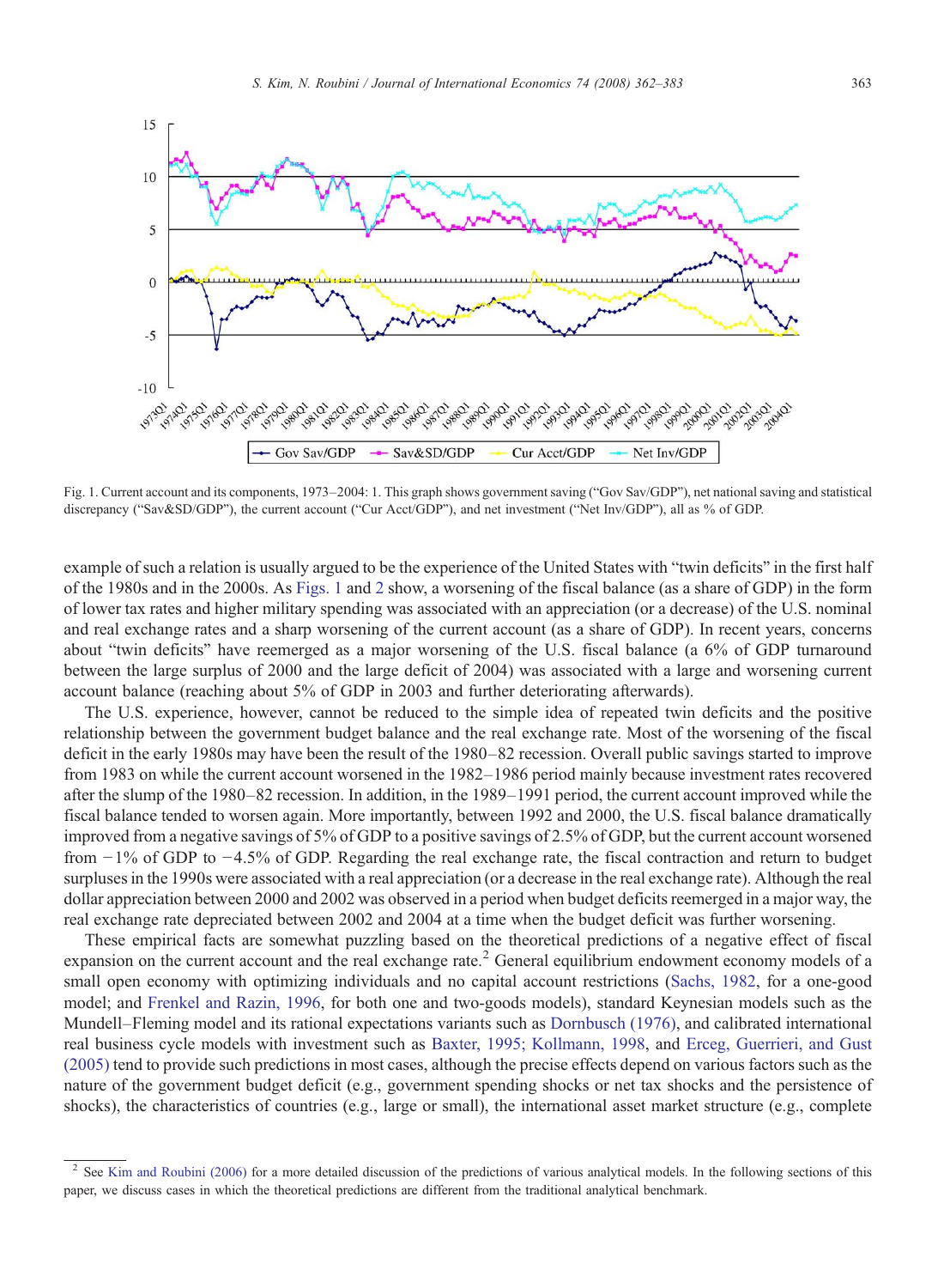Fig. 1. Current account and its components, 1973–2004: 1. This graph shows government saving ("Gov Sav/GDP"), net national saving and statistical discrepancy ("Sav&SD/GDP"), the current account ("Cur Acct/GDP"), and net investment ("Net Inv/GDP"), all as % of GDP.

example of such a relation is usually argued to be the experience of the United States with "twin deficits" in the first half of the 1980s and in the 2000s. As Figs. 1 and 2 show, a worsening of the fiscal balance (as a share of GDP) in the form of lower tax rates and higher military spending was associated with an appreciation (or a decrease) of the U.S. nominal and real exchange rates and a sharp worsening of the current account (as a share of GDP). In recent years, concerns about "twin deficits" have reemerged as a major worsening of the U.S. fiscal balance (a 6% of GDP turnaround between the large surplus of 2000 and the large deficit of 2004) was associated with a large and worsening current account balance (reaching about 5% of GDP in 2003 and further deteriorating afterwards).

The U.S. experience, however, cannot be reduced to the simple idea of repeated twin deficits and the positive relationship between the government budget balance and the real exchange rate. Most of the worsening of the fiscal deficit in the early 1980s may have been the result of the 1980–82 recession. Overall public savings started to improve from 1983 on while the current account worsened in the 1982–1986 period mainly because investment rates recovered after the slump of the 1980–82 recession. In addition, in the 1989–1991 period, the current account improved while the fiscal balance tended to worsen again. More importantly, between 1992 and 2000, the U.S. fiscal balance dramatically improved from a negative savings of 5% of GDP to a positive savings of 2.5% of GDP, but the current account worsened from −1% of GDP to −4.5% of GDP. Regarding the real exchange rate, the fiscal contraction and return to budget surpluses in the 1990s were associated with a real appreciation (or a decrease in the real exchange rate). Although the real dollar appreciation between 2000 and 2002 was observed in a period when budget deficits reemerged in a major way, the real exchange rate depreciated between 2002 and 2004 at a time when the budget deficit was further worsening.

These empirical facts are somewhat puzzling based on the theoretical predictions of a negative effect of fiscal expansion on the current account and the real exchange rate.[2] General equilibrium endowment economy models of a small open economy with optimizing individuals and no capital account restrictions (Sachs, 1982, for a one-good model; and Frenkel and Razin, 1996, for both one and two-goods models), standard Keynesian models such as the Mundell–Fleming model and its rational expectations variants such as Dornbusch (1976), and calibrated international real business cycle models with investment such as Baxter, 1995; Kollmann, 1998, and Erceg, Guerrieri, and Gust (2005) tend to provide such predictions in most cases, although the precise effects depend on various factors such as the nature of the government budget deficit (e.g., government spending shocks or net tax shocks and the persistence of shocks), the characteristics of countries (e.g., large or small), the international asset market structure (e.g., complete

[2] See Kim and Roubini (2006) for a more detailed discussion of the predictions of various analytical models. In the following sections of this paper, we discuss cases in which the theoretical predictions are different from the traditional analytical benchmark.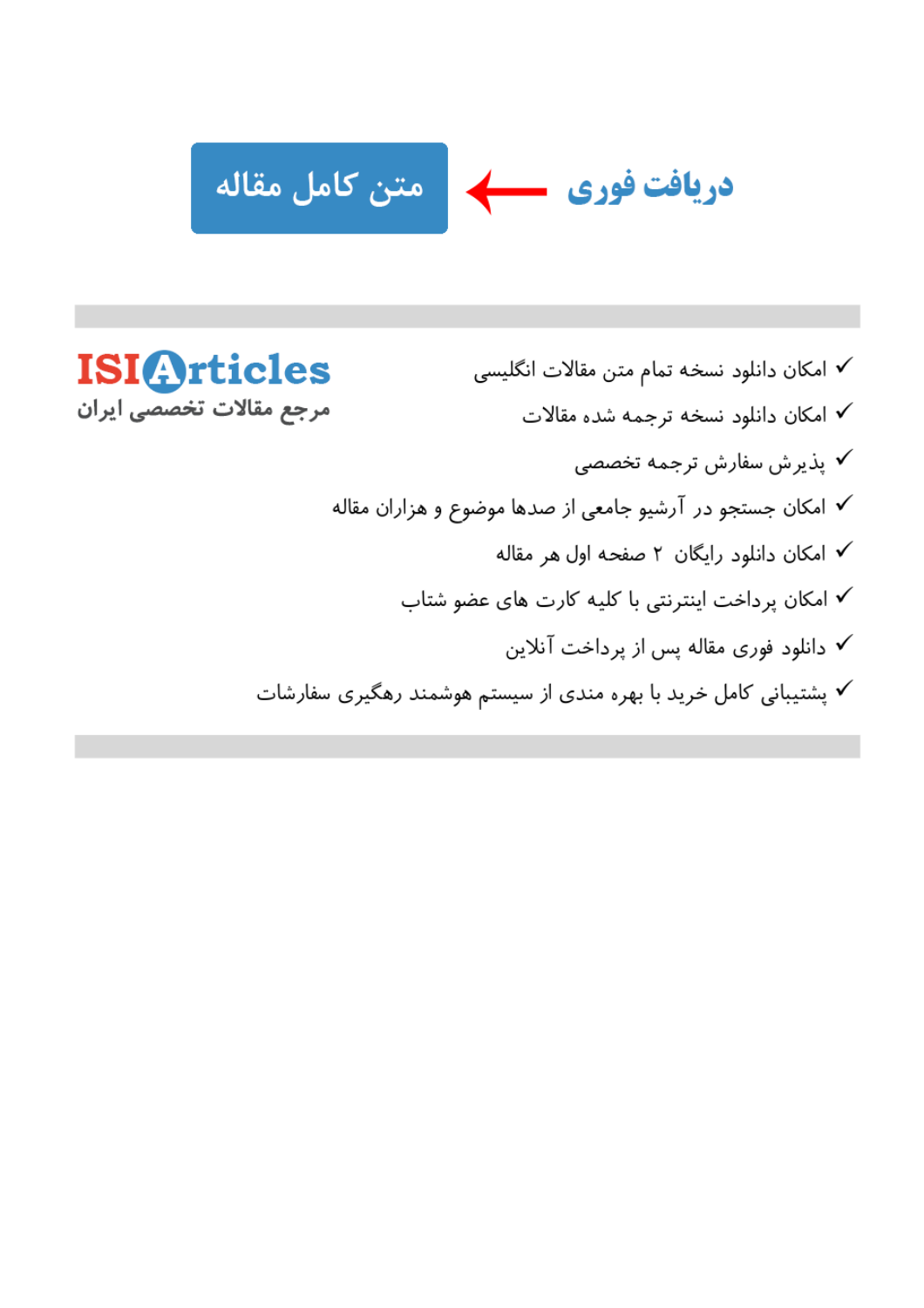دریافت فوری ← متن کامل مقاله

**ISIArticles**
مرجع مقالات تخصصی ایران

- ✓ امکان دانلود نسخه تمام متن مقالات انگلیسی
- ✓ امکان دانلود نسخه ترجمه شده مقالات
- ✓ پذیرش سفارش ترجمه تخصصی
- ✓ امکان جستجو در آرشیو جامعی از صدها موضوع و هزاران مقاله
- ✓ امکان دانلود رایگان ۲ صفحه اول هر مقاله
- ✓ امکان پرداخت اینترنتی با کلیه کارت های عضو شتاب
- ✓ دانلود فوری مقاله پس از پرداخت آنلاین
- ✓ پشتیبانی کامل خرید با بهره مندی از سیستم هوشمند رهگیری سفارشات